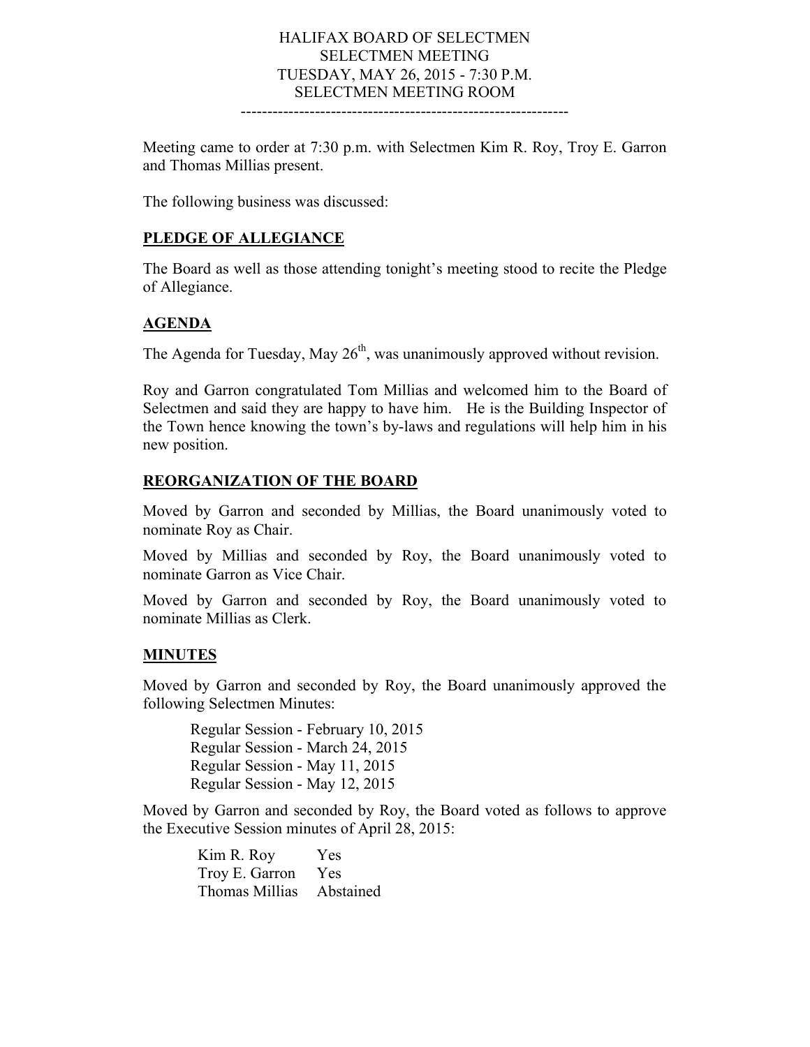HALIFAX BOARD OF SELECTMEN
SELECTMEN MEETING
TUESDAY, MAY 26, 2015 - 7:30 P.M.
SELECTMEN MEETING ROOM

---

Meeting came to order at 7:30 p.m. with Selectmen Kim R. Roy, Troy E. Garron and Thomas Millias present.

The following business was discussed:

## PLEDGE OF ALLEGIANCE

The Board as well as those attending tonight's meeting stood to recite the Pledge of Allegiance.

## AGENDA

The Agenda for Tuesday, May 26th, was unanimously approved without revision.

Roy and Garron congratulated Tom Millias and welcomed him to the Board of Selectmen and said they are happy to have him. He is the Building Inspector of the Town hence knowing the town's by-laws and regulations will help him in his new position.

## REORGANIZATION OF THE BOARD

Moved by Garron and seconded by Millias, the Board unanimously voted to nominate Roy as Chair.

Moved by Millias and seconded by Roy, the Board unanimously voted to nominate Garron as Vice Chair.

Moved by Garron and seconded by Roy, the Board unanimously voted to nominate Millias as Clerk.

## MINUTES

Moved by Garron and seconded by Roy, the Board unanimously approved the following Selectmen Minutes:

Regular Session - February 10, 2015
Regular Session - March 24, 2015
Regular Session - May 11, 2015
Regular Session - May 12, 2015

Moved by Garron and seconded by Roy, the Board voted as follows to approve the Executive Session minutes of April 28, 2015:

| | |
|---|---|
| Kim R. Roy | Yes |
| Troy E. Garron | Yes |
| Thomas Millias | Abstained |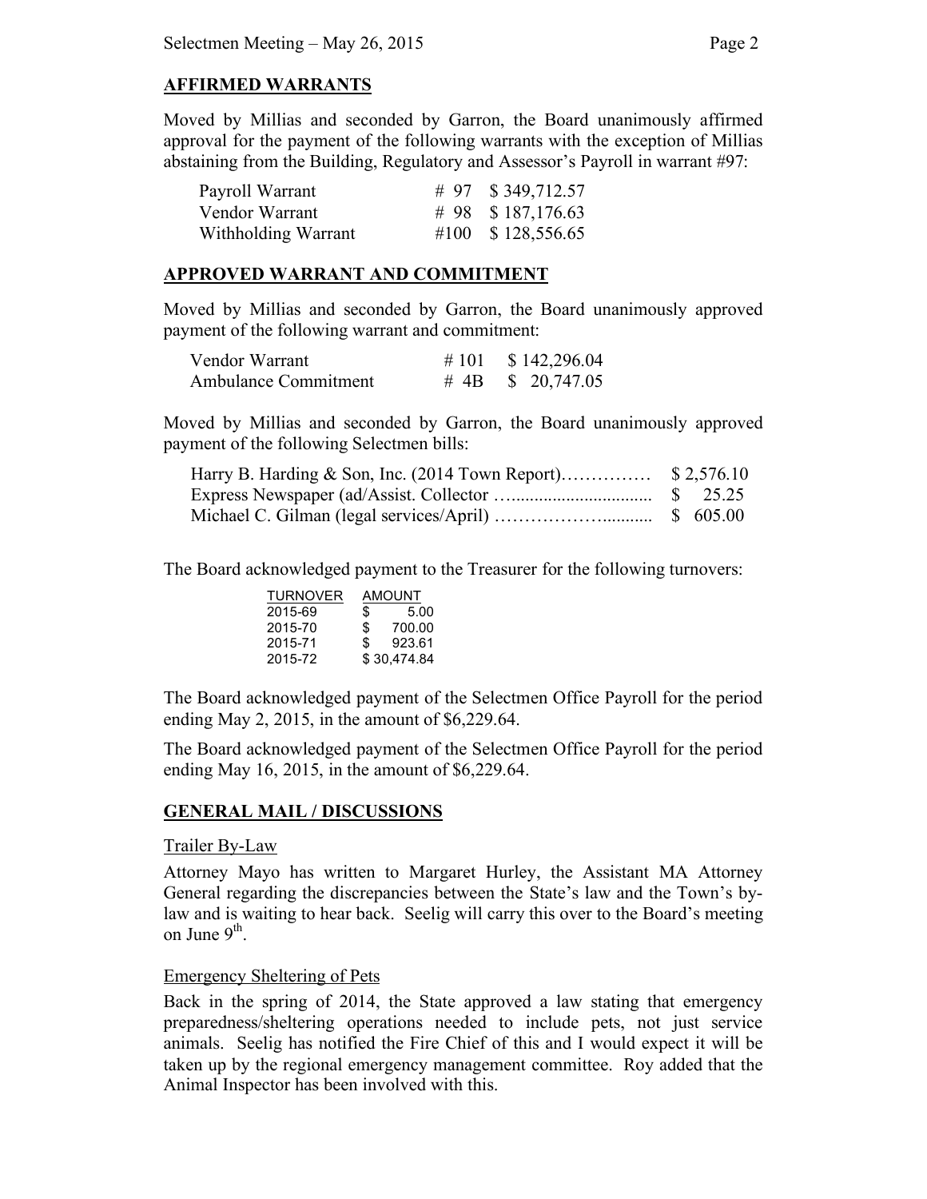## AFFIRMED WARRANTS

Moved by Millias and seconded by Garron, the Board unanimously affirmed approval for the payment of the following warrants with the exception of Millias abstaining from the Building, Regulatory and Assessor's Payroll in warrant #97:

| | | |
|---|---|---|
| Payroll Warrant | # 97 | $ 349,712.57 |
| Vendor Warrant | # 98 | $ 187,176.63 |
| Withholding Warrant | #100 | $ 128,556.65 |

## APPROVED WARRANT AND COMMITMENT

Moved by Millias and seconded by Garron, the Board unanimously approved payment of the following warrant and commitment:

| | | |
|---|---|---|
| Vendor Warrant | # 101 | $ 142,296.04 |
| Ambulance Commitment | # 4B | $ 20,747.05 |

Moved by Millias and seconded by Garron, the Board unanimously approved payment of the following Selectmen bills:

| | |
|---|---|
| Harry B. Harding & Son, Inc. (2014 Town Report)…………… | $ 2,576.10 |
| Express Newspaper (ad/Assist. Collector …............................... | $ 25.25 |
| Michael C. Gilman (legal services/April) ……………….......... | $ 605.00 |

The Board acknowledged payment to the Treasurer for the following turnovers:

| TURNOVER | AMOUNT |
|---|---|
| 2015-69 | $ 5.00 |
| 2015-70 | $ 700.00 |
| 2015-71 | $ 923.61 |
| 2015-72 | $ 30,474.84 |

The Board acknowledged payment of the Selectmen Office Payroll for the period ending May 2, 2015, in the amount of $6,229.64.

The Board acknowledged payment of the Selectmen Office Payroll for the period ending May 16, 2015, in the amount of $6,229.64.

## GENERAL MAIL / DISCUSSIONS

### Trailer By-Law

Attorney Mayo has written to Margaret Hurley, the Assistant MA Attorney General regarding the discrepancies between the State's law and the Town's by-law and is waiting to hear back. Seelig will carry this over to the Board's meeting on June 9th.

### Emergency Sheltering of Pets

Back in the spring of 2014, the State approved a law stating that emergency preparedness/sheltering operations needed to include pets, not just service animals. Seelig has notified the Fire Chief of this and I would expect it will be taken up by the regional emergency management committee. Roy added that the Animal Inspector has been involved with this.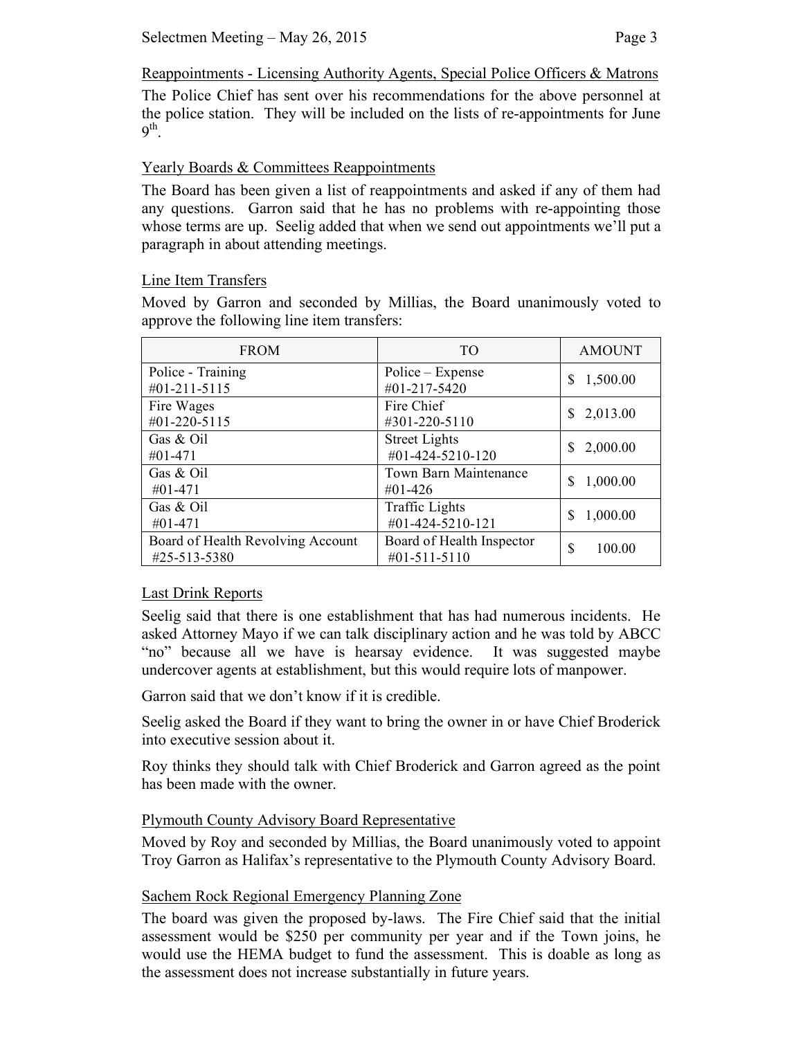## Reappointments - Licensing Authority Agents, Special Police Officers & Matrons

The Police Chief has sent over his recommendations for the above personnel at the police station. They will be included on the lists of re-appointments for June 9th.

## Yearly Boards & Committees Reappointments

The Board has been given a list of reappointments and asked if any of them had any questions. Garron said that he has no problems with re-appointing those whose terms are up. Seelig added that when we send out appointments we'll put a paragraph in about attending meetings.

## Line Item Transfers

Moved by Garron and seconded by Millias, the Board unanimously voted to approve the following line item transfers:

| FROM | TO | AMOUNT |
|---|---|---|
| Police - Training #01-211-5115 | Police – Expense #01-217-5420 | $ 1,500.00 |
| Fire Wages #01-220-5115 | Fire Chief #301-220-5110 | $ 2,013.00 |
| Gas & Oil #01-471 | Street Lights #01-424-5210-120 | $ 2,000.00 |
| Gas & Oil #01-471 | Town Barn Maintenance #01-426 | $ 1,000.00 |
| Gas & Oil #01-471 | Traffic Lights #01-424-5210-121 | $ 1,000.00 |
| Board of Health Revolving Account #25-513-5380 | Board of Health Inspector #01-511-5110 | $ 100.00 |

## Last Drink Reports

Seelig said that there is one establishment that has had numerous incidents. He asked Attorney Mayo if we can talk disciplinary action and he was told by ABCC "no" because all we have is hearsay evidence. It was suggested maybe undercover agents at establishment, but this would require lots of manpower.

Garron said that we don't know if it is credible.

Seelig asked the Board if they want to bring the owner in or have Chief Broderick into executive session about it.

Roy thinks they should talk with Chief Broderick and Garron agreed as the point has been made with the owner.

## Plymouth County Advisory Board Representative

Moved by Roy and seconded by Millias, the Board unanimously voted to appoint Troy Garron as Halifax's representative to the Plymouth County Advisory Board.

## Sachem Rock Regional Emergency Planning Zone

The board was given the proposed by-laws. The Fire Chief said that the initial assessment would be $250 per community per year and if the Town joins, he would use the HEMA budget to fund the assessment. This is doable as long as the assessment does not increase substantially in future years.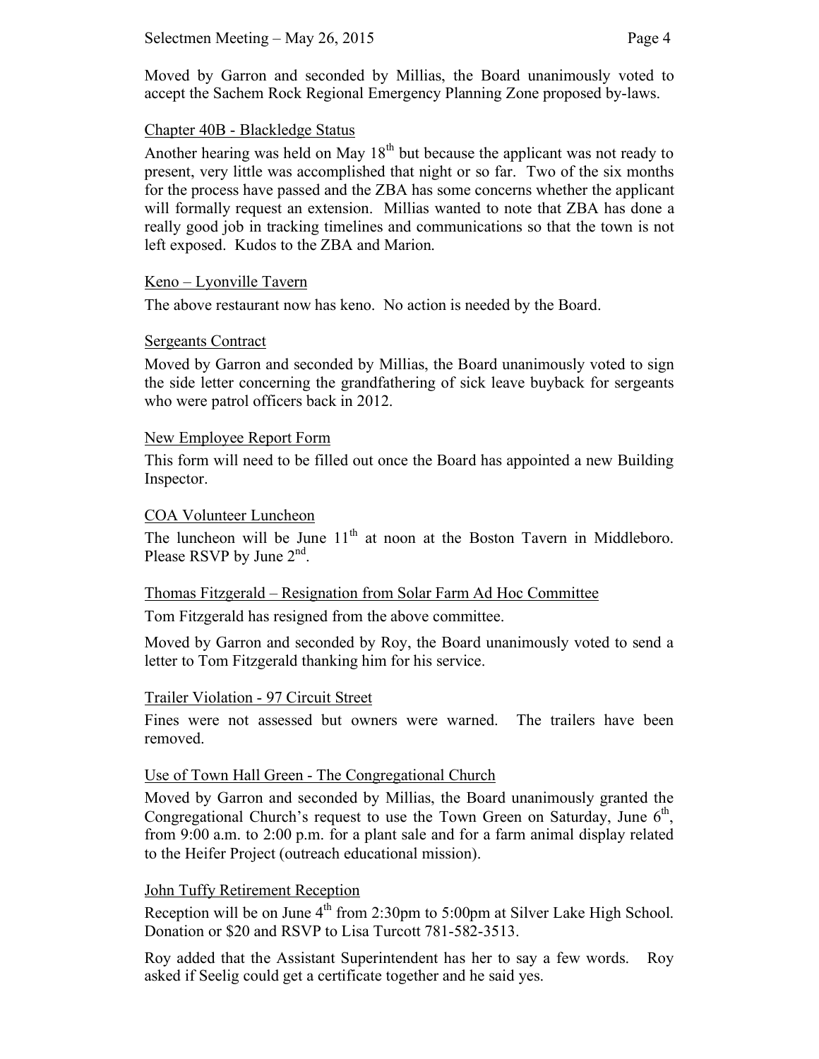Moved by Garron and seconded by Millias, the Board unanimously voted to accept the Sachem Rock Regional Emergency Planning Zone proposed by-laws.

### Chapter 40B - Blackledge Status

Another hearing was held on May 18th but because the applicant was not ready to present, very little was accomplished that night or so far. Two of the six months for the process have passed and the ZBA has some concerns whether the applicant will formally request an extension. Millias wanted to note that ZBA has done a really good job in tracking timelines and communications so that the town is not left exposed. Kudos to the ZBA and Marion.

### Keno – Lyonville Tavern

The above restaurant now has keno. No action is needed by the Board.

### Sergeants Contract

Moved by Garron and seconded by Millias, the Board unanimously voted to sign the side letter concerning the grandfathering of sick leave buyback for sergeants who were patrol officers back in 2012.

### New Employee Report Form

This form will need to be filled out once the Board has appointed a new Building Inspector.

### COA Volunteer Luncheon

The luncheon will be June 11th at noon at the Boston Tavern in Middleboro. Please RSVP by June 2nd.

### Thomas Fitzgerald – Resignation from Solar Farm Ad Hoc Committee

Tom Fitzgerald has resigned from the above committee.

Moved by Garron and seconded by Roy, the Board unanimously voted to send a letter to Tom Fitzgerald thanking him for his service.

### Trailer Violation - 97 Circuit Street

Fines were not assessed but owners were warned. The trailers have been removed.

### Use of Town Hall Green - The Congregational Church

Moved by Garron and seconded by Millias, the Board unanimously granted the Congregational Church's request to use the Town Green on Saturday, June 6th, from 9:00 a.m. to 2:00 p.m. for a plant sale and for a farm animal display related to the Heifer Project (outreach educational mission).

### John Tuffy Retirement Reception

Reception will be on June 4th from 2:30pm to 5:00pm at Silver Lake High School. Donation or $20 and RSVP to Lisa Turcott 781-582-3513.

Roy added that the Assistant Superintendent has her to say a few words. Roy asked if Seelig could get a certificate together and he said yes.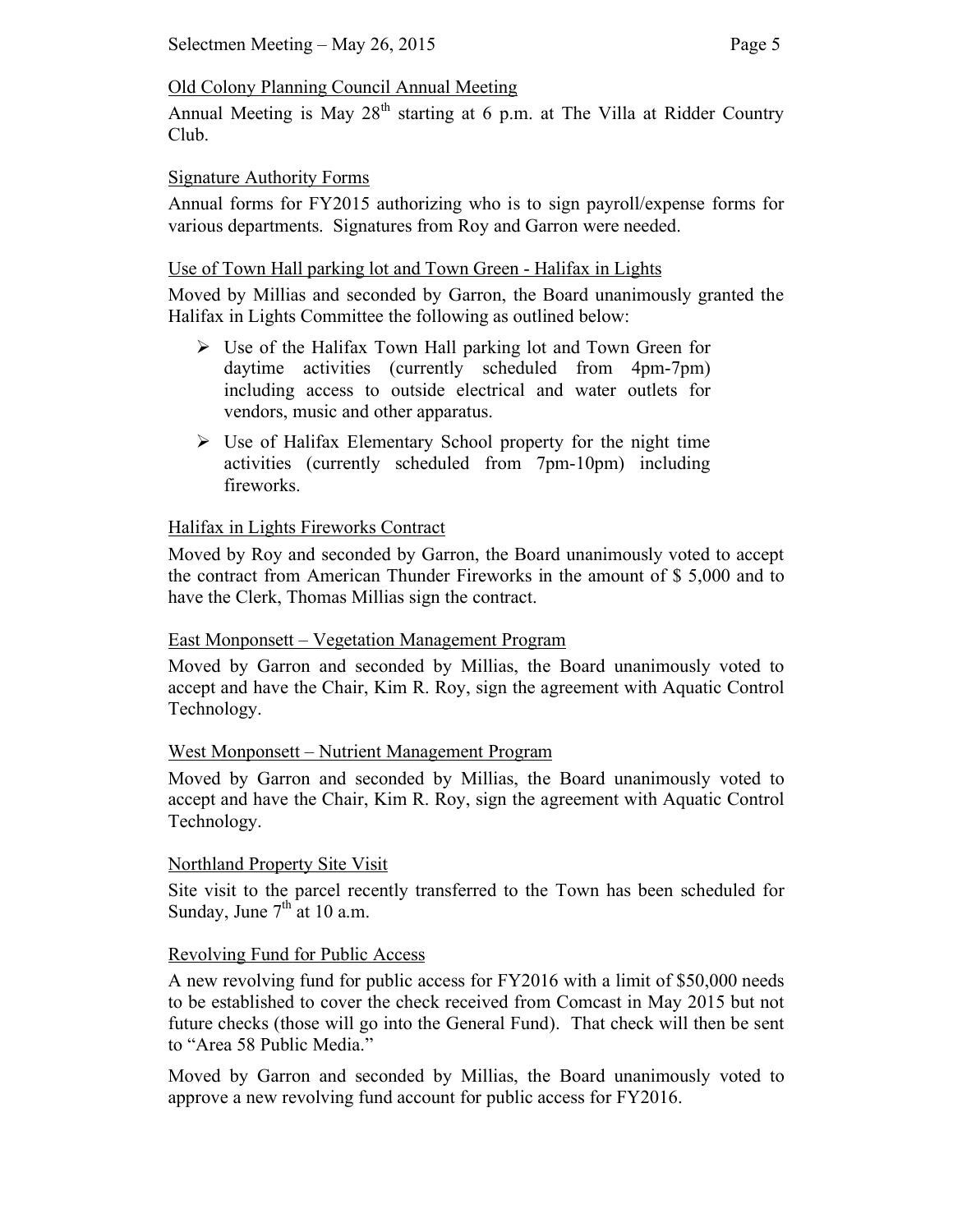Old Colony Planning Council Annual Meeting

Annual Meeting is May 28th starting at 6 p.m. at The Villa at Ridder Country Club.

Signature Authority Forms

Annual forms for FY2015 authorizing who is to sign payroll/expense forms for various departments. Signatures from Roy and Garron were needed.

Use of Town Hall parking lot and Town Green - Halifax in Lights

Moved by Millias and seconded by Garron, the Board unanimously granted the Halifax in Lights Committee the following as outlined below:

- Use of the Halifax Town Hall parking lot and Town Green for daytime activities (currently scheduled from 4pm-7pm) including access to outside electrical and water outlets for vendors, music and other apparatus.
- Use of Halifax Elementary School property for the night time activities (currently scheduled from 7pm-10pm) including fireworks.

Halifax in Lights Fireworks Contract

Moved by Roy and seconded by Garron, the Board unanimously voted to accept the contract from American Thunder Fireworks in the amount of $ 5,000 and to have the Clerk, Thomas Millias sign the contract.

East Monponsett – Vegetation Management Program

Moved by Garron and seconded by Millias, the Board unanimously voted to accept and have the Chair, Kim R. Roy, sign the agreement with Aquatic Control Technology.

West Monponsett – Nutrient Management Program

Moved by Garron and seconded by Millias, the Board unanimously voted to accept and have the Chair, Kim R. Roy, sign the agreement with Aquatic Control Technology.

Northland Property Site Visit

Site visit to the parcel recently transferred to the Town has been scheduled for Sunday, June 7th at 10 a.m.

Revolving Fund for Public Access

A new revolving fund for public access for FY2016 with a limit of $50,000 needs to be established to cover the check received from Comcast in May 2015 but not future checks (those will go into the General Fund). That check will then be sent to "Area 58 Public Media."

Moved by Garron and seconded by Millias, the Board unanimously voted to approve a new revolving fund account for public access for FY2016.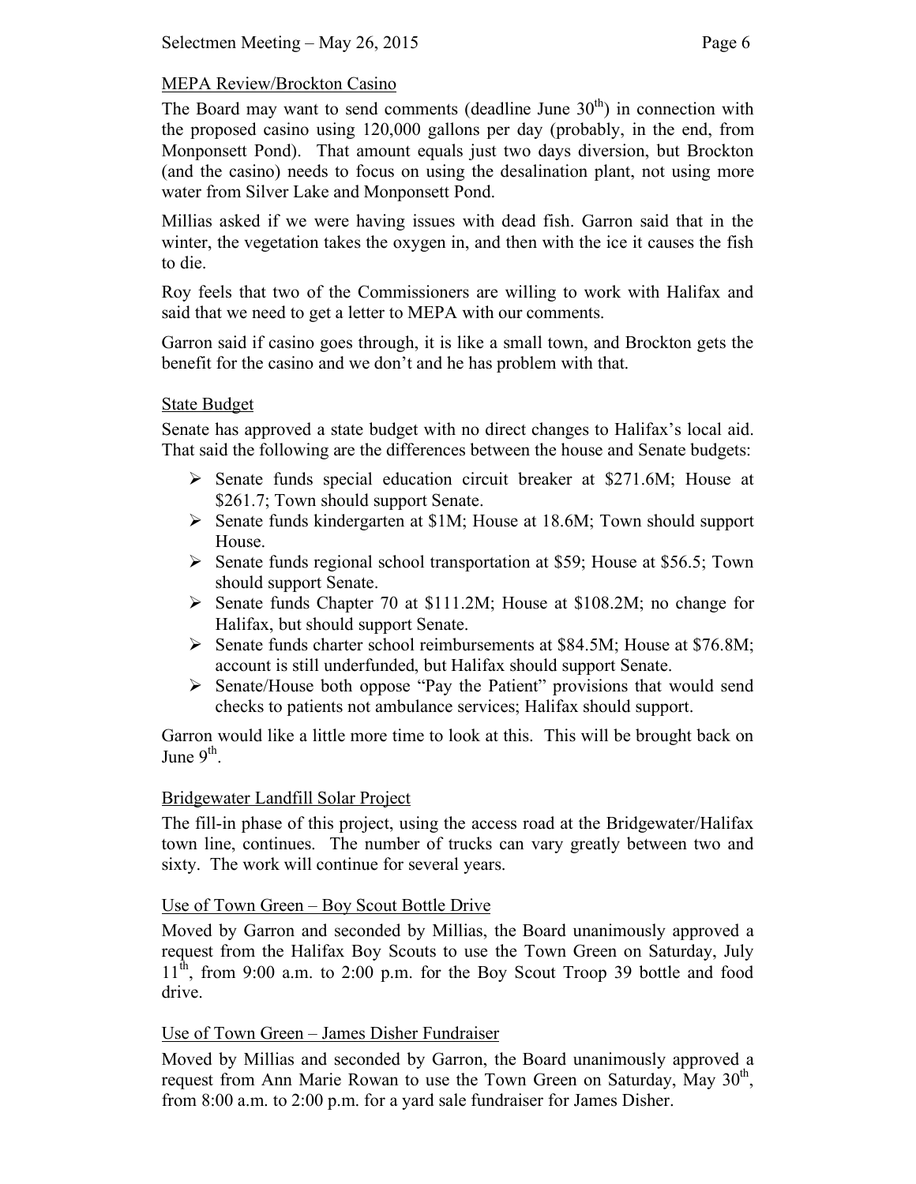## MEPA Review/Brockton Casino

The Board may want to send comments (deadline June 30th) in connection with the proposed casino using 120,000 gallons per day (probably, in the end, from Monponsett Pond). That amount equals just two days diversion, but Brockton (and the casino) needs to focus on using the desalination plant, not using more water from Silver Lake and Monponsett Pond.

Millias asked if we were having issues with dead fish. Garron said that in the winter, the vegetation takes the oxygen in, and then with the ice it causes the fish to die.

Roy feels that two of the Commissioners are willing to work with Halifax and said that we need to get a letter to MEPA with our comments.

Garron said if casino goes through, it is like a small town, and Brockton gets the benefit for the casino and we don't and he has problem with that.

## State Budget

Senate has approved a state budget with no direct changes to Halifax's local aid. That said the following are the differences between the house and Senate budgets:

- Senate funds special education circuit breaker at $271.6M; House at $261.7; Town should support Senate.
- Senate funds kindergarten at $1M; House at 18.6M; Town should support House.
- Senate funds regional school transportation at $59; House at $56.5; Town should support Senate.
- Senate funds Chapter 70 at $111.2M; House at $108.2M; no change for Halifax, but should support Senate.
- Senate funds charter school reimbursements at $84.5M; House at $76.8M; account is still underfunded, but Halifax should support Senate.
- Senate/House both oppose "Pay the Patient" provisions that would send checks to patients not ambulance services; Halifax should support.

Garron would like a little more time to look at this. This will be brought back on June 9th.

## Bridgewater Landfill Solar Project

The fill-in phase of this project, using the access road at the Bridgewater/Halifax town line, continues. The number of trucks can vary greatly between two and sixty. The work will continue for several years.

## Use of Town Green – Boy Scout Bottle Drive

Moved by Garron and seconded by Millias, the Board unanimously approved a request from the Halifax Boy Scouts to use the Town Green on Saturday, July 11th, from 9:00 a.m. to 2:00 p.m. for the Boy Scout Troop 39 bottle and food drive.

## Use of Town Green – James Disher Fundraiser

Moved by Millias and seconded by Garron, the Board unanimously approved a request from Ann Marie Rowan to use the Town Green on Saturday, May 30th, from 8:00 a.m. to 2:00 p.m. for a yard sale fundraiser for James Disher.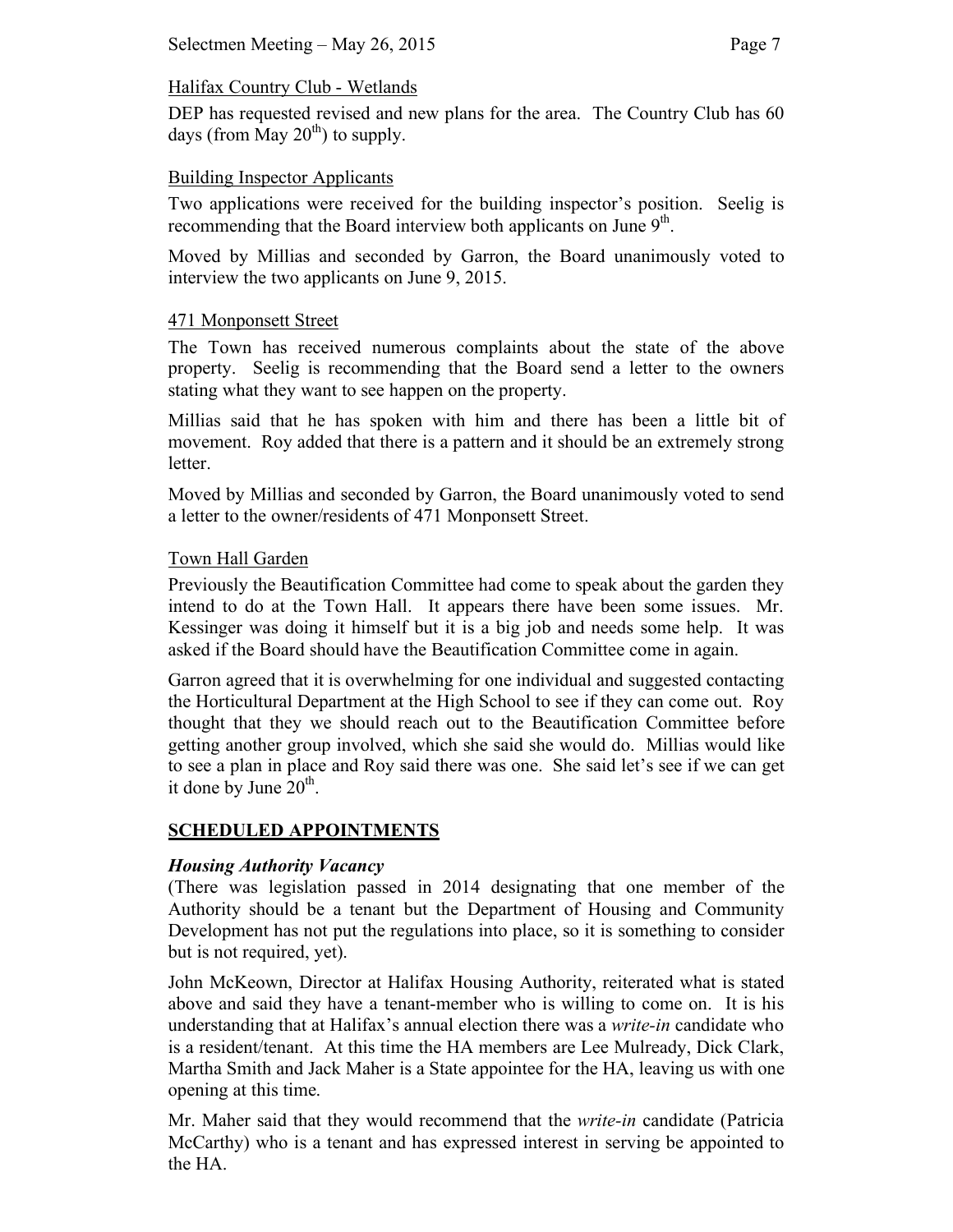Halifax Country Club - Wetlands

DEP has requested revised and new plans for the area. The Country Club has 60 days (from May 20th) to supply.

Building Inspector Applicants

Two applications were received for the building inspector's position. Seelig is recommending that the Board interview both applicants on June 9th.

Moved by Millias and seconded by Garron, the Board unanimously voted to interview the two applicants on June 9, 2015.

471 Monponsett Street

The Town has received numerous complaints about the state of the above property. Seelig is recommending that the Board send a letter to the owners stating what they want to see happen on the property.

Millias said that he has spoken with him and there has been a little bit of movement. Roy added that there is a pattern and it should be an extremely strong letter.

Moved by Millias and seconded by Garron, the Board unanimously voted to send a letter to the owner/residents of 471 Monponsett Street.

Town Hall Garden

Previously the Beautification Committee had come to speak about the garden they intend to do at the Town Hall. It appears there have been some issues. Mr. Kessinger was doing it himself but it is a big job and needs some help. It was asked if the Board should have the Beautification Committee come in again.

Garron agreed that it is overwhelming for one individual and suggested contacting the Horticultural Department at the High School to see if they can come out. Roy thought that they we should reach out to the Beautification Committee before getting another group involved, which she said she would do. Millias would like to see a plan in place and Roy said there was one. She said let's see if we can get it done by June 20th.

## SCHEDULED APPOINTMENTS

### *Housing Authority Vacancy*

(There was legislation passed in 2014 designating that one member of the Authority should be a tenant but the Department of Housing and Community Development has not put the regulations into place, so it is something to consider but is not required, yet).

John McKeown, Director at Halifax Housing Authority, reiterated what is stated above and said they have a tenant-member who is willing to come on. It is his understanding that at Halifax's annual election there was a *write-in* candidate who is a resident/tenant. At this time the HA members are Lee Mulready, Dick Clark, Martha Smith and Jack Maher is a State appointee for the HA, leaving us with one opening at this time.

Mr. Maher said that they would recommend that the *write-in* candidate (Patricia McCarthy) who is a tenant and has expressed interest in serving be appointed to the HA.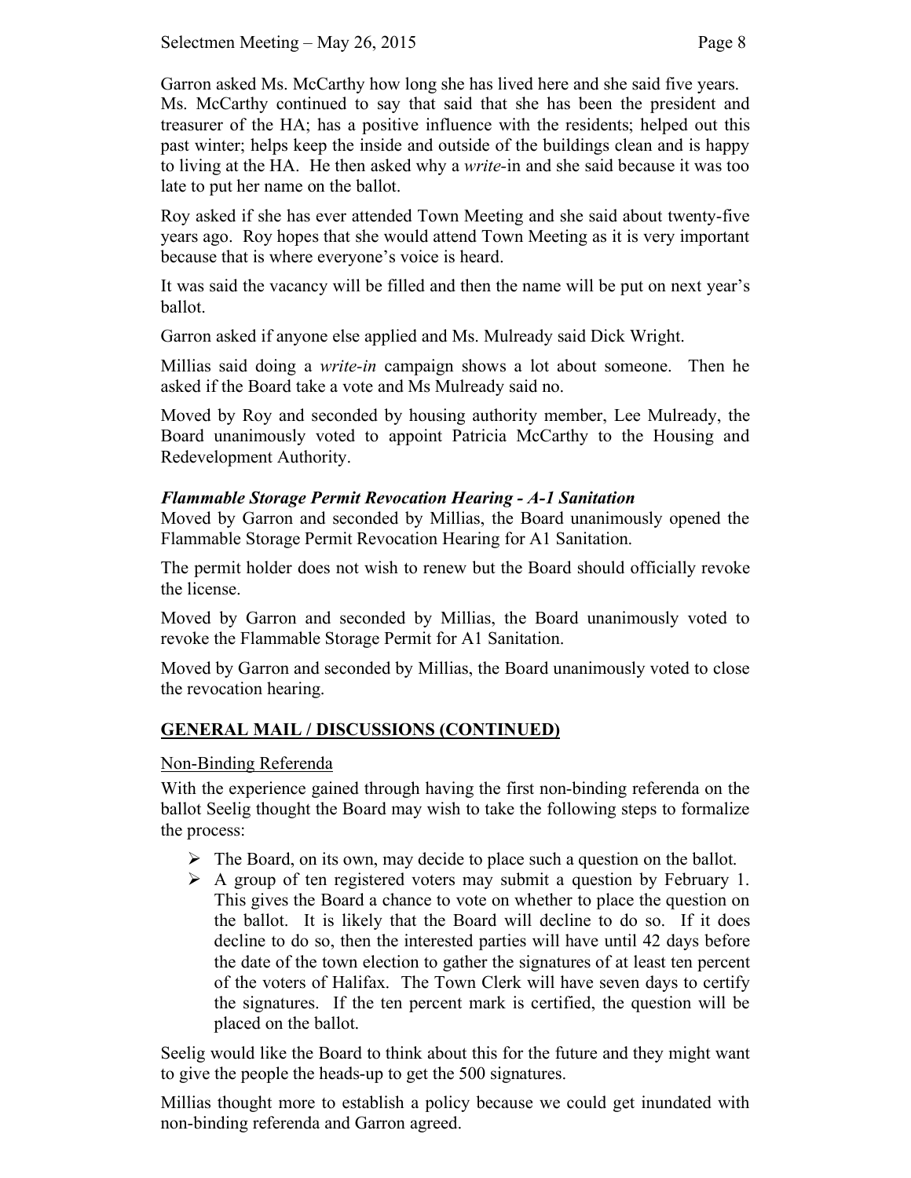Garron asked Ms. McCarthy how long she has lived here and she said five years. Ms. McCarthy continued to say that said that she has been the president and treasurer of the HA; has a positive influence with the residents; helped out this past winter; helps keep the inside and outside of the buildings clean and is happy to living at the HA. He then asked why a *write*-in and she said because it was too late to put her name on the ballot.

Roy asked if she has ever attended Town Meeting and she said about twenty-five years ago. Roy hopes that she would attend Town Meeting as it is very important because that is where everyone's voice is heard.

It was said the vacancy will be filled and then the name will be put on next year's ballot.

Garron asked if anyone else applied and Ms. Mulready said Dick Wright.

Millias said doing a *write-in* campaign shows a lot about someone. Then he asked if the Board take a vote and Ms Mulready said no.

Moved by Roy and seconded by housing authority member, Lee Mulready, the Board unanimously voted to appoint Patricia McCarthy to the Housing and Redevelopment Authority.

***Flammable Storage Permit Revocation Hearing - A-1 Sanitation***

Moved by Garron and seconded by Millias, the Board unanimously opened the Flammable Storage Permit Revocation Hearing for A1 Sanitation.

The permit holder does not wish to renew but the Board should officially revoke the license.

Moved by Garron and seconded by Millias, the Board unanimously voted to revoke the Flammable Storage Permit for A1 Sanitation.

Moved by Garron and seconded by Millias, the Board unanimously voted to close the revocation hearing.

## GENERAL MAIL / DISCUSSIONS (CONTINUED)

Non-Binding Referenda

With the experience gained through having the first non-binding referenda on the ballot Seelig thought the Board may wish to take the following steps to formalize the process:

- The Board, on its own, may decide to place such a question on the ballot.
- A group of ten registered voters may submit a question by February 1. This gives the Board a chance to vote on whether to place the question on the ballot. It is likely that the Board will decline to do so. If it does decline to do so, then the interested parties will have until 42 days before the date of the town election to gather the signatures of at least ten percent of the voters of Halifax. The Town Clerk will have seven days to certify the signatures. If the ten percent mark is certified, the question will be placed on the ballot.

Seelig would like the Board to think about this for the future and they might want to give the people the heads-up to get the 500 signatures.

Millias thought more to establish a policy because we could get inundated with non-binding referenda and Garron agreed.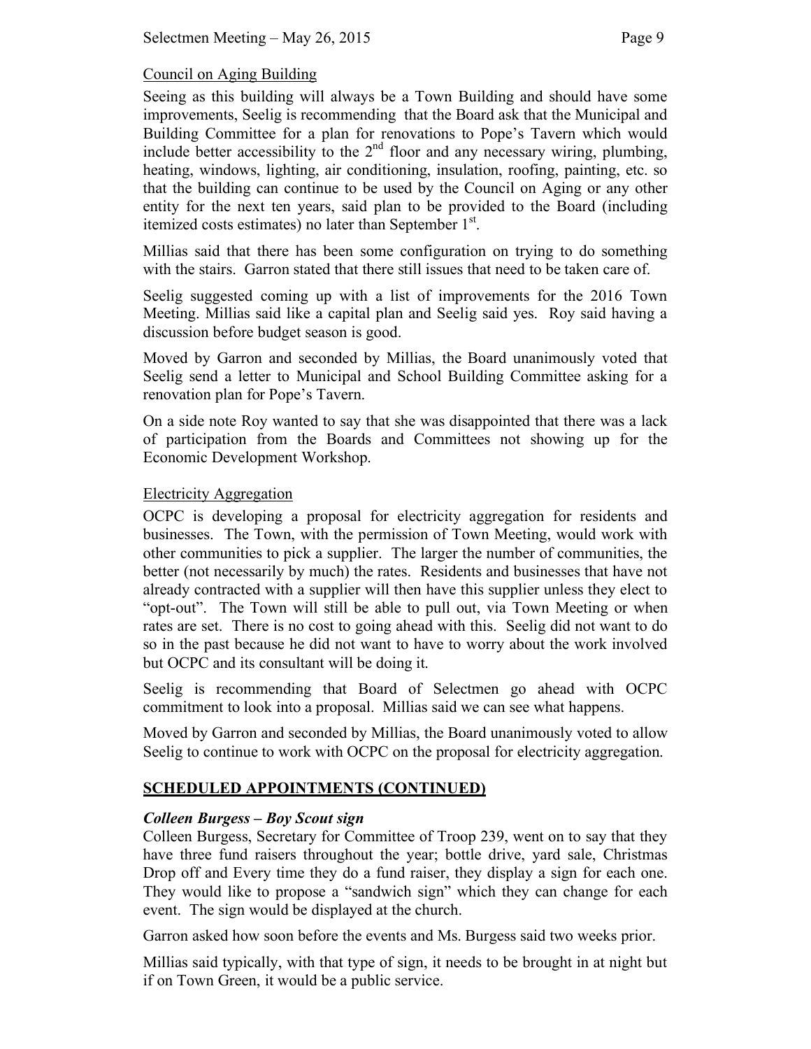Council on Aging Building

Seeing as this building will always be a Town Building and should have some improvements, Seelig is recommending that the Board ask that the Municipal and Building Committee for a plan for renovations to Pope's Tavern which would include better accessibility to the 2nd floor and any necessary wiring, plumbing, heating, windows, lighting, air conditioning, insulation, roofing, painting, etc. so that the building can continue to be used by the Council on Aging or any other entity for the next ten years, said plan to be provided to the Board (including itemized costs estimates) no later than September 1st.

Millias said that there has been some configuration on trying to do something with the stairs. Garron stated that there still issues that need to be taken care of.

Seelig suggested coming up with a list of improvements for the 2016 Town Meeting. Millias said like a capital plan and Seelig said yes. Roy said having a discussion before budget season is good.

Moved by Garron and seconded by Millias, the Board unanimously voted that Seelig send a letter to Municipal and School Building Committee asking for a renovation plan for Pope's Tavern.

On a side note Roy wanted to say that she was disappointed that there was a lack of participation from the Boards and Committees not showing up for the Economic Development Workshop.

Electricity Aggregation

OCPC is developing a proposal for electricity aggregation for residents and businesses. The Town, with the permission of Town Meeting, would work with other communities to pick a supplier. The larger the number of communities, the better (not necessarily by much) the rates. Residents and businesses that have not already contracted with a supplier will then have this supplier unless they elect to "opt-out". The Town will still be able to pull out, via Town Meeting or when rates are set. There is no cost to going ahead with this. Seelig did not want to do so in the past because he did not want to have to worry about the work involved but OCPC and its consultant will be doing it.

Seelig is recommending that Board of Selectmen go ahead with OCPC commitment to look into a proposal. Millias said we can see what happens.

Moved by Garron and seconded by Millias, the Board unanimously voted to allow Seelig to continue to work with OCPC on the proposal for electricity aggregation.

## SCHEDULED APPOINTMENTS (CONTINUED)

***Colleen Burgess – Boy Scout sign***

Colleen Burgess, Secretary for Committee of Troop 239, went on to say that they have three fund raisers throughout the year; bottle drive, yard sale, Christmas Drop off and Every time they do a fund raiser, they display a sign for each one. They would like to propose a "sandwich sign" which they can change for each event. The sign would be displayed at the church.

Garron asked how soon before the events and Ms. Burgess said two weeks prior.

Millias said typically, with that type of sign, it needs to be brought in at night but if on Town Green, it would be a public service.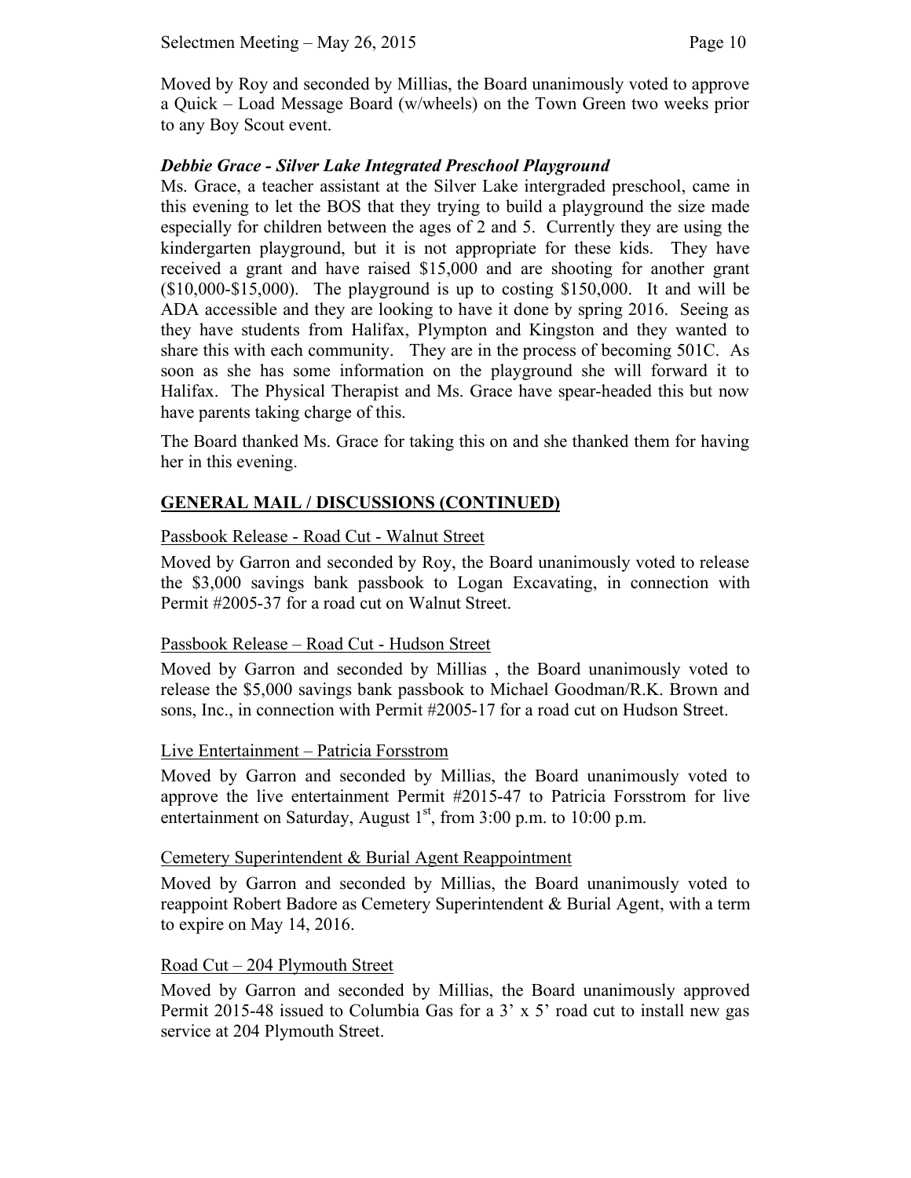Moved by Roy and seconded by Millias, the Board unanimously voted to approve a Quick – Load Message Board (w/wheels) on the Town Green two weeks prior to any Boy Scout event.

***Debbie Grace - Silver Lake Integrated Preschool Playground***

Ms. Grace, a teacher assistant at the Silver Lake intergraded preschool, came in this evening to let the BOS that they trying to build a playground the size made especially for children between the ages of 2 and 5. Currently they are using the kindergarten playground, but it is not appropriate for these kids. They have received a grant and have raised $15,000 and are shooting for another grant ($10,000-$15,000). The playground is up to costing $150,000. It and will be ADA accessible and they are looking to have it done by spring 2016. Seeing as they have students from Halifax, Plympton and Kingston and they wanted to share this with each community. They are in the process of becoming 501C. As soon as she has some information on the playground she will forward it to Halifax. The Physical Therapist and Ms. Grace have spear-headed this but now have parents taking charge of this.

The Board thanked Ms. Grace for taking this on and she thanked them for having her in this evening.

## GENERAL MAIL / DISCUSSIONS (CONTINUED)

Passbook Release - Road Cut - Walnut Street

Moved by Garron and seconded by Roy, the Board unanimously voted to release the $3,000 savings bank passbook to Logan Excavating, in connection with Permit #2005-37 for a road cut on Walnut Street.

Passbook Release – Road Cut - Hudson Street

Moved by Garron and seconded by Millias , the Board unanimously voted to release the $5,000 savings bank passbook to Michael Goodman/R.K. Brown and sons, Inc., in connection with Permit #2005-17 for a road cut on Hudson Street.

Live Entertainment – Patricia Forsstrom

Moved by Garron and seconded by Millias, the Board unanimously voted to approve the live entertainment Permit #2015-47 to Patricia Forsstrom for live entertainment on Saturday, August 1st, from 3:00 p.m. to 10:00 p.m.

Cemetery Superintendent & Burial Agent Reappointment

Moved by Garron and seconded by Millias, the Board unanimously voted to reappoint Robert Badore as Cemetery Superintendent & Burial Agent, with a term to expire on May 14, 2016.

Road Cut – 204 Plymouth Street

Moved by Garron and seconded by Millias, the Board unanimously approved Permit 2015-48 issued to Columbia Gas for a 3' x 5' road cut to install new gas service at 204 Plymouth Street.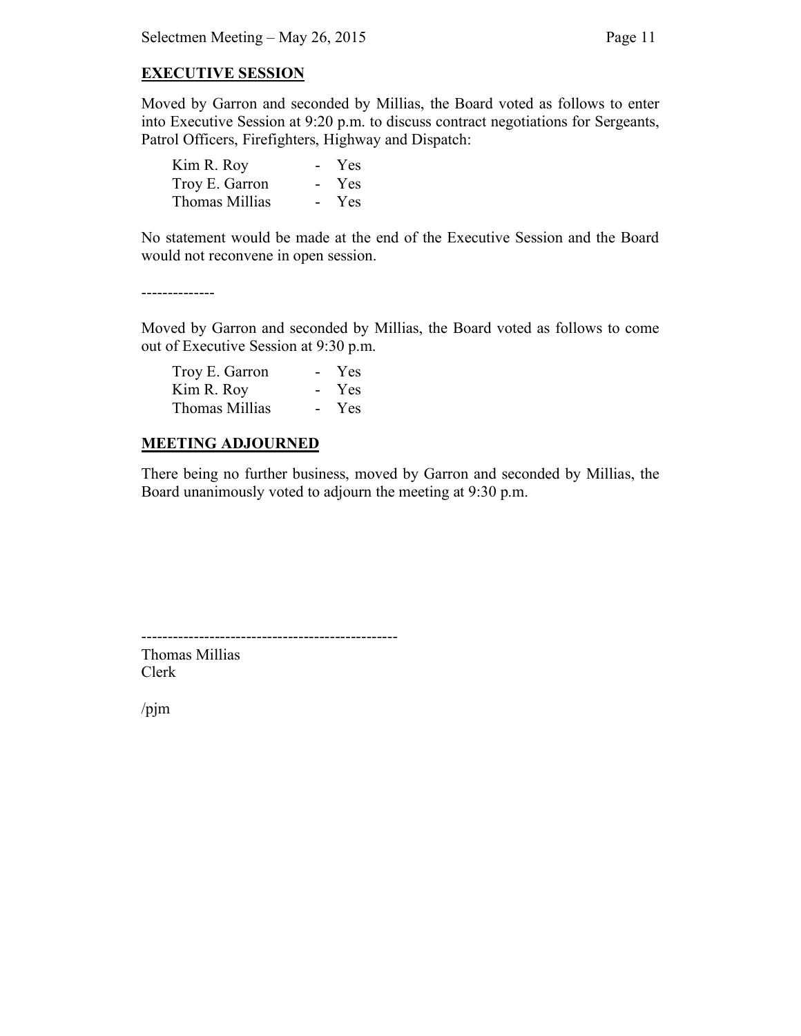## EXECUTIVE SESSION

Moved by Garron and seconded by Millias, the Board voted as follows to enter into Executive Session at 9:20 p.m. to discuss contract negotiations for Sergeants, Patrol Officers, Firefighters, Highway and Dispatch:

| | | |
|---|---|---|
| Kim R. Roy | - | Yes |
| Troy E. Garron | - | Yes |
| Thomas Millias | - | Yes |

No statement would be made at the end of the Executive Session and the Board would not reconvene in open session.

--------------

Moved by Garron and seconded by Millias, the Board voted as follows to come out of Executive Session at 9:30 p.m.

| | | |
|---|---|---|
| Troy E. Garron | - | Yes |
| Kim R. Roy | - | Yes |
| Thomas Millias | - | Yes |

## MEETING ADJOURNED

There being no further business, moved by Garron and seconded by Millias, the Board unanimously voted to adjourn the meeting at 9:30 p.m.

-------------------------------------------------
Thomas Millias
Clerk

/pjm